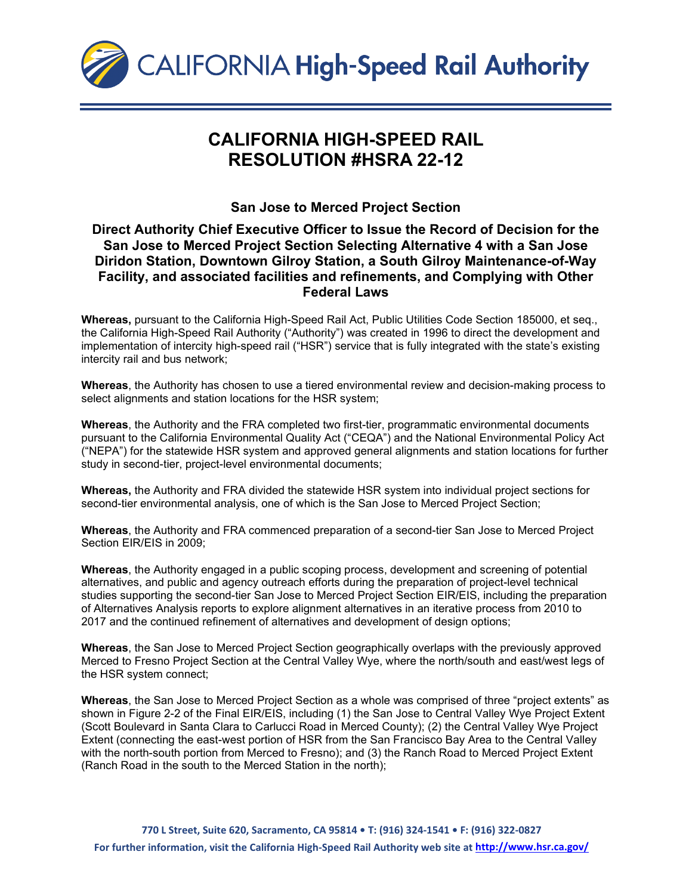# CALIFORNIA HIGH-SPEED RAIL RESOLUTION #HSRA 22-12

## San Jose to Merced Project Section

## Direct Authority Chief Executive Officer to Issue the Record of Decision for the San Jose to Merced Project Section Selecting Alternative 4 with a San Jose Diridon Station, Downtown Gilroy Station, a South Gilroy Maintenance-of-Way Facility, and associated facilities and refinements, and Complying with Other Federal Laws

**Whereas,** pursuant to the California High-Speed Rail Act, Public Utilities Code Section 185000, et seq., the California High-Speed Rail Authority ("Authority") was created in 1996 to direct the development and implementation of intercity high-speed rail ("HSR") service that is fully integrated with the state's existing intercity rail and bus network;

**Whereas**, the Authority has chosen to use a tiered environmental review and decision-making process to select alignments and station locations for the HSR system;

**Whereas**, the Authority and the FRA completed two first-tier, programmatic environmental documents pursuant to the California Environmental Quality Act ("CEQA") and the National Environmental Policy Act ("NEPA") for the statewide HSR system and approved general alignments and station locations for further study in second-tier, project-level environmental documents;

**Whereas,** the Authority and FRA divided the statewide HSR system into individual project sections for second-tier environmental analysis, one of which is the San Jose to Merced Project Section;

**Whereas**, the Authority and FRA commenced preparation of a second-tier San Jose to Merced Project Section EIR/EIS in 2009;

**Whereas**, the Authority engaged in a public scoping process, development and screening of potential alternatives, and public and agency outreach efforts during the preparation of project-level technical studies supporting the second-tier San Jose to Merced Project Section EIR/EIS, including the preparation of Alternatives Analysis reports to explore alignment alternatives in an iterative process from 2010 to 2017 and the continued refinement of alternatives and development of design options;

**Whereas**, the San Jose to Merced Project Section geographically overlaps with the previously approved Merced to Fresno Project Section at the Central Valley Wye, where the north/south and east/west legs of the HSR system connect;

**Whereas**, the San Jose to Merced Project Section as a whole was comprised of three "project extents" as shown in Figure 2-2 of the Final EIR/EIS, including (1) the San Jose to Central Valley Wye Project Extent (Scott Boulevard in Santa Clara to Carlucci Road in Merced County); (2) the Central Valley Wye Project Extent (connecting the east-west portion of HSR from the San Francisco Bay Area to the Central Valley with the north-south portion from Merced to Fresno); and (3) the Ranch Road to Merced Project Extent (Ranch Road in the south to the Merced Station in the north);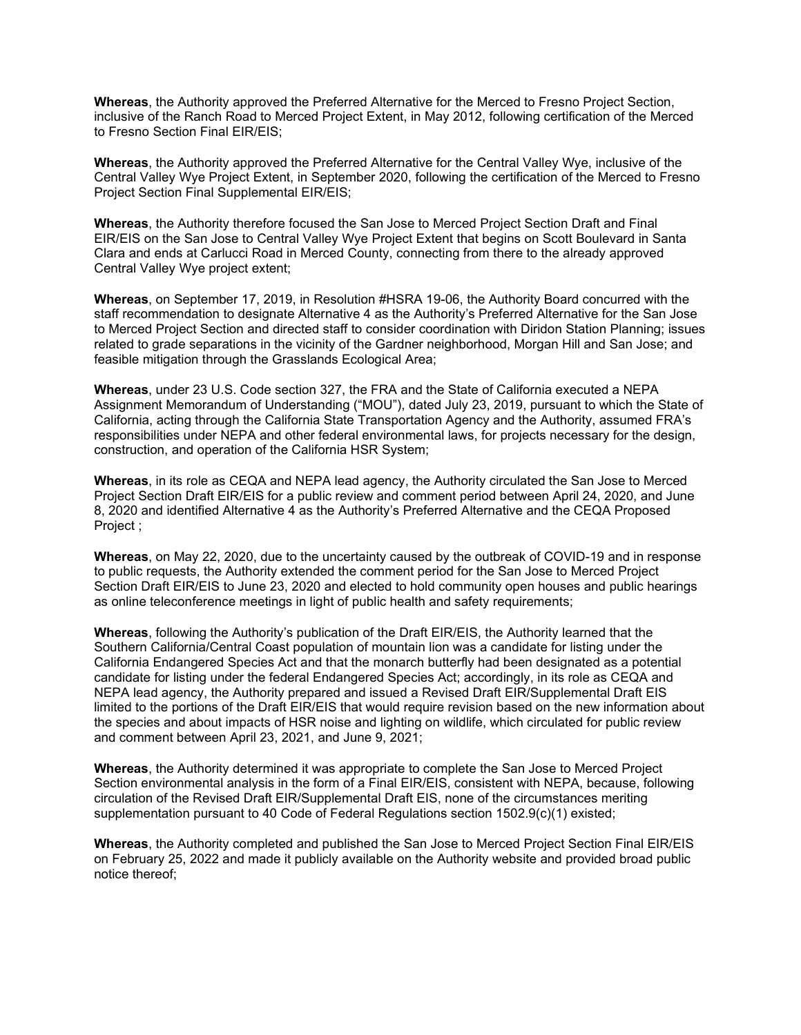**Whereas**, the Authority approved the Preferred Alternative for the Merced to Fresno Project Section, inclusive of the Ranch Road to Merced Project Extent, in May 2012, following certification of the Merced to Fresno Section Final EIR/EIS;

**Whereas**, the Authority approved the Preferred Alternative for the Central Valley Wye, inclusive of the Central Valley Wye Project Extent, in September 2020, following the certification of the Merced to Fresno Project Section Final Supplemental EIR/EIS;

**Whereas**, the Authority therefore focused the San Jose to Merced Project Section Draft and Final EIR/EIS on the San Jose to Central Valley Wye Project Extent that begins on Scott Boulevard in Santa Clara and ends at Carlucci Road in Merced County, connecting from there to the already approved Central Valley Wye project extent;

**Whereas**, on September 17, 2019, in Resolution #HSRA 19-06, the Authority Board concurred with the staff recommendation to designate Alternative 4 as the Authority's Preferred Alternative for the San Jose to Merced Project Section and directed staff to consider coordination with Diridon Station Planning; issues related to grade separations in the vicinity of the Gardner neighborhood, Morgan Hill and San Jose; and feasible mitigation through the Grasslands Ecological Area;

**Whereas**, under 23 U.S. Code section 327, the FRA and the State of California executed a NEPA Assignment Memorandum of Understanding ("MOU"), dated July 23, 2019, pursuant to which the State of California, acting through the California State Transportation Agency and the Authority, assumed FRA's responsibilities under NEPA and other federal environmental laws, for projects necessary for the design, construction, and operation of the California HSR System;

**Whereas**, in its role as CEQA and NEPA lead agency, the Authority circulated the San Jose to Merced Project Section Draft EIR/EIS for a public review and comment period between April 24, 2020, and June 8, 2020 and identified Alternative 4 as the Authority's Preferred Alternative and the CEQA Proposed Project ;

**Whereas**, on May 22, 2020, due to the uncertainty caused by the outbreak of COVID-19 and in response to public requests, the Authority extended the comment period for the San Jose to Merced Project Section Draft EIR/EIS to June 23, 2020 and elected to hold community open houses and public hearings as online teleconference meetings in light of public health and safety requirements;

**Whereas**, following the Authority's publication of the Draft EIR/EIS, the Authority learned that the Southern California/Central Coast population of mountain lion was a candidate for listing under the California Endangered Species Act and that the monarch butterfly had been designated as a potential candidate for listing under the federal Endangered Species Act; accordingly, in its role as CEQA and NEPA lead agency, the Authority prepared and issued a Revised Draft EIR/Supplemental Draft EIS limited to the portions of the Draft EIR/EIS that would require revision based on the new information about the species and about impacts of HSR noise and lighting on wildlife, which circulated for public review and comment between April 23, 2021, and June 9, 2021;

**Whereas**, the Authority determined it was appropriate to complete the San Jose to Merced Project Section environmental analysis in the form of a Final EIR/EIS, consistent with NEPA, because, following circulation of the Revised Draft EIR/Supplemental Draft EIS, none of the circumstances meriting supplementation pursuant to 40 Code of Federal Regulations section 1502.9(c)(1) existed;

**Whereas**, the Authority completed and published the San Jose to Merced Project Section Final EIR/EIS on February 25, 2022 and made it publicly available on the Authority website and provided broad public notice thereof;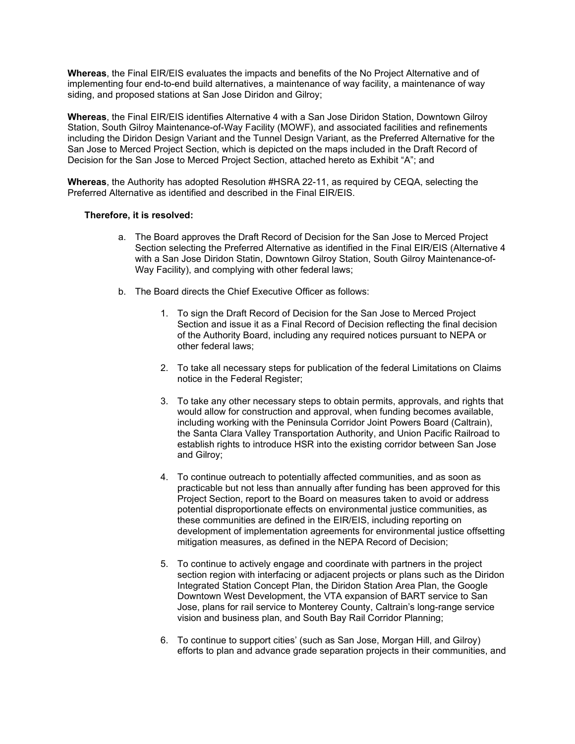**Whereas**, the Final EIR/EIS evaluates the impacts and benefits of the No Project Alternative and of implementing four end-to-end build alternatives, a maintenance of way facility, a maintenance of way siding, and proposed stations at San Jose Diridon and Gilroy;

**Whereas**, the Final EIR/EIS identifies Alternative 4 with a San Jose Diridon Station, Downtown Gilroy Station, South Gilroy Maintenance-of-Way Facility (MOWF), and associated facilities and refinements including the Diridon Design Variant and the Tunnel Design Variant, as the Preferred Alternative for the San Jose to Merced Project Section, which is depicted on the maps included in the Draft Record of Decision for the San Jose to Merced Project Section, attached hereto as Exhibit "A"; and

**Whereas**, the Authority has adopted Resolution #HSRA 22-11, as required by CEQA, selecting the Preferred Alternative as identified and described in the Final EIR/EIS.

**Therefore, it is resolved:**

a. The Board approves the Draft Record of Decision for the San Jose to Merced Project Section selecting the Preferred Alternative as identified in the Final EIR/EIS (Alternative 4 with a San Jose Diridon Statin, Downtown Gilroy Station, South Gilroy Maintenance-of-Way Facility), and complying with other federal laws;

b. The Board directs the Chief Executive Officer as follows:

   1. To sign the Draft Record of Decision for the San Jose to Merced Project Section and issue it as a Final Record of Decision reflecting the final decision of the Authority Board, including any required notices pursuant to NEPA or other federal laws;

   2. To take all necessary steps for publication of the federal Limitations on Claims notice in the Federal Register;

   3. To take any other necessary steps to obtain permits, approvals, and rights that would allow for construction and approval, when funding becomes available, including working with the Peninsula Corridor Joint Powers Board (Caltrain), the Santa Clara Valley Transportation Authority, and Union Pacific Railroad to establish rights to introduce HSR into the existing corridor between San Jose and Gilroy;

   4. To continue outreach to potentially affected communities, and as soon as practicable but not less than annually after funding has been approved for this Project Section, report to the Board on measures taken to avoid or address potential disproportionate effects on environmental justice communities, as these communities are defined in the EIR/EIS, including reporting on development of implementation agreements for environmental justice offsetting mitigation measures, as defined in the NEPA Record of Decision;

   5. To continue to actively engage and coordinate with partners in the project section region with interfacing or adjacent projects or plans such as the Diridon Integrated Station Concept Plan, the Diridon Station Area Plan, the Google Downtown West Development, the VTA expansion of BART service to San Jose, plans for rail service to Monterey County, Caltrain's long-range service vision and business plan, and South Bay Rail Corridor Planning;

   6. To continue to support cities' (such as San Jose, Morgan Hill, and Gilroy) efforts to plan and advance grade separation projects in their communities, and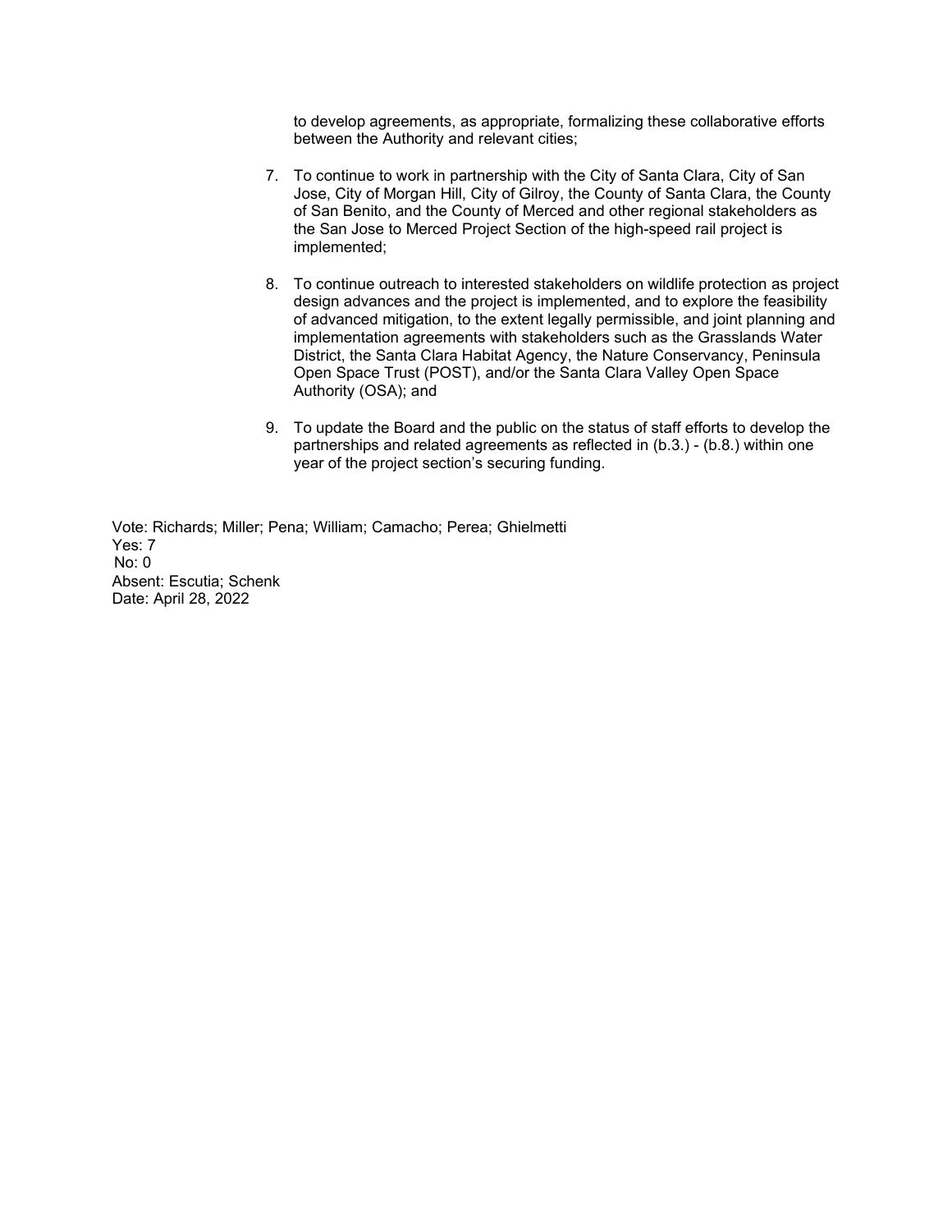to develop agreements, as appropriate, formalizing these collaborative efforts between the Authority and relevant cities;

7. To continue to work in partnership with the City of Santa Clara, City of San Jose, City of Morgan Hill, City of Gilroy, the County of Santa Clara, the County of San Benito, and the County of Merced and other regional stakeholders as the San Jose to Merced Project Section of the high-speed rail project is implemented;

8. To continue outreach to interested stakeholders on wildlife protection as project design advances and the project is implemented, and to explore the feasibility of advanced mitigation, to the extent legally permissible, and joint planning and implementation agreements with stakeholders such as the Grasslands Water District, the Santa Clara Habitat Agency, the Nature Conservancy, Peninsula Open Space Trust (POST), and/or the Santa Clara Valley Open Space Authority (OSA); and

9. To update the Board and the public on the status of staff efforts to develop the partnerships and related agreements as reflected in (b.3.) - (b.8.) within one year of the project section's securing funding.

Vote: Richards; Miller; Pena; William; Camacho; Perea; Ghielmetti
Yes: 7
No: 0
Absent: Escutia; Schenk
Date: April 28, 2022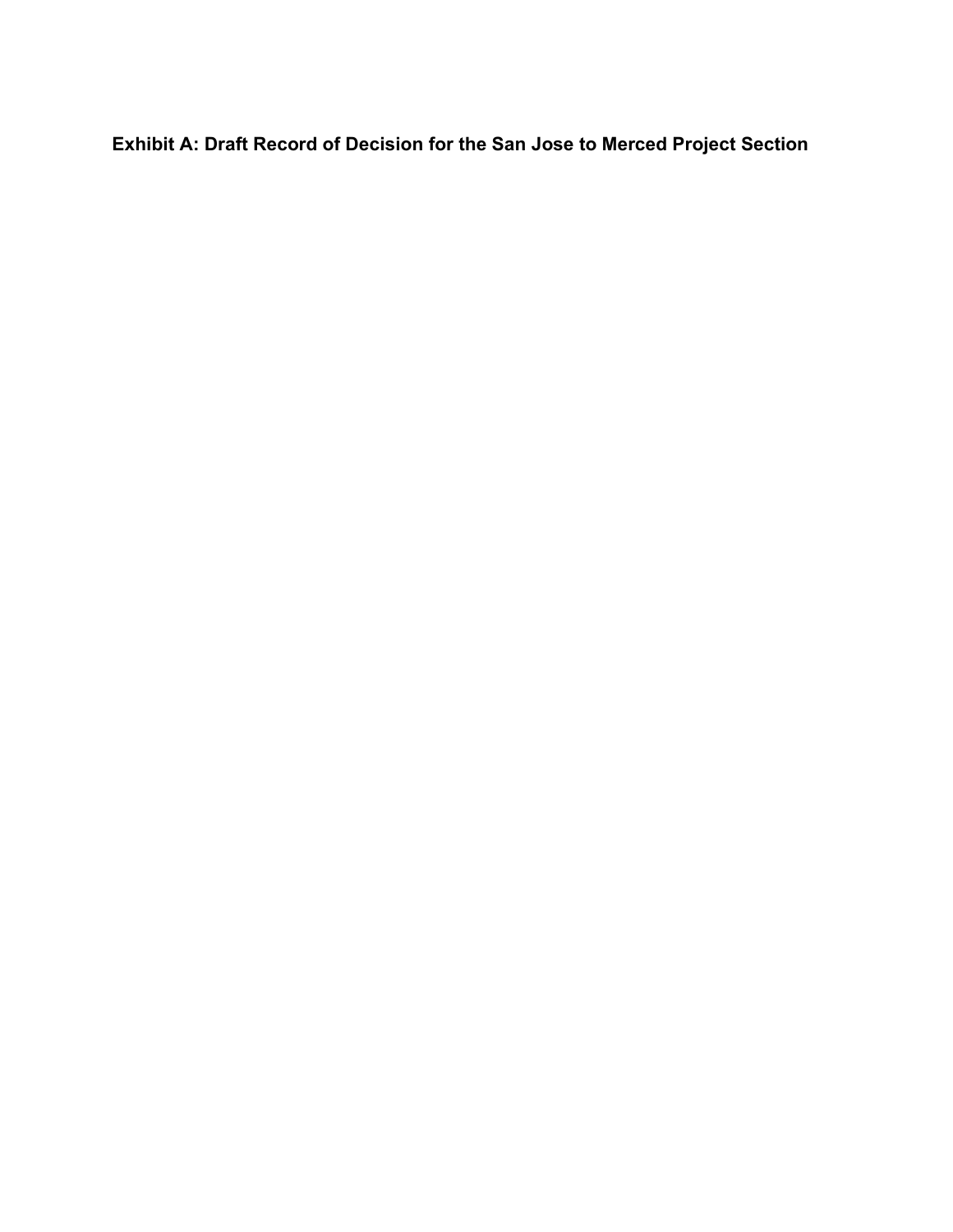# Exhibit A: Draft Record of Decision for the San Jose to Merced Project Section